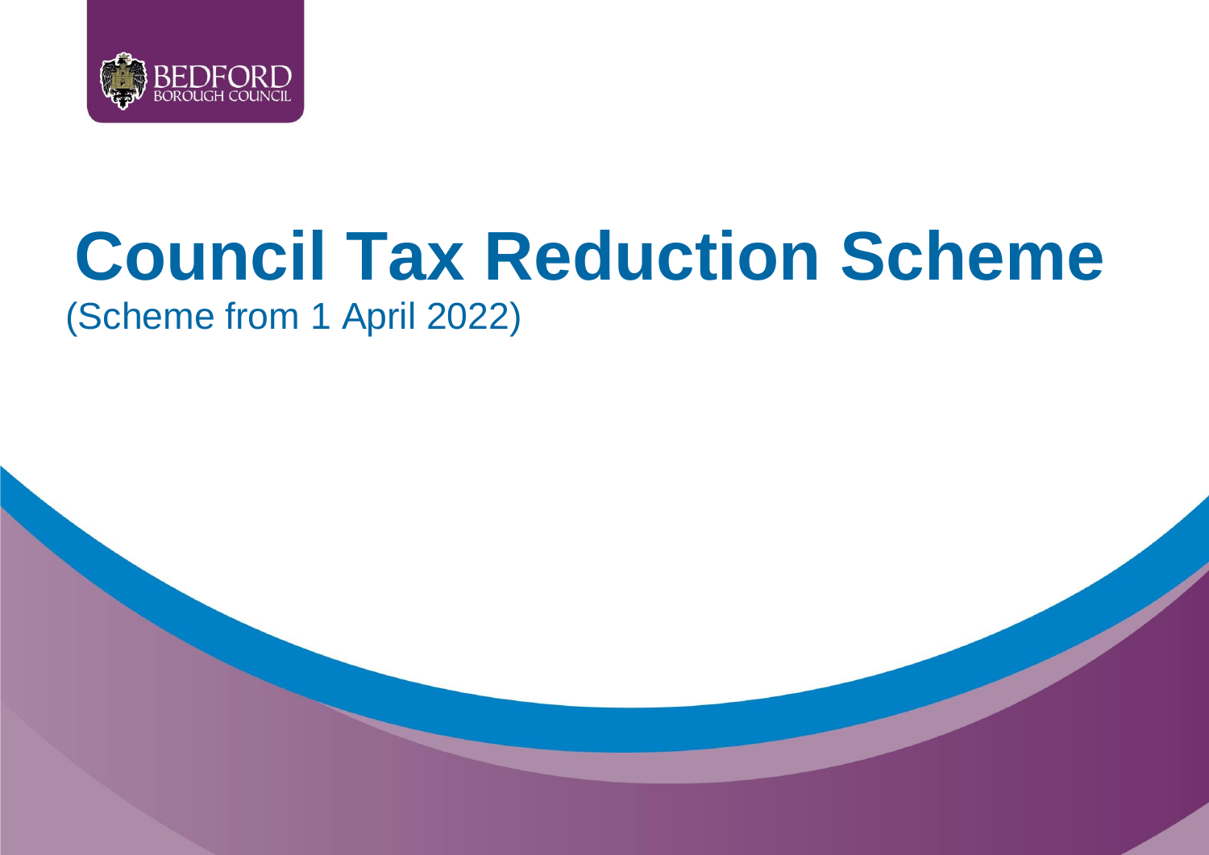# Council Tax Reduction Scheme

(Scheme from 1 April 2022)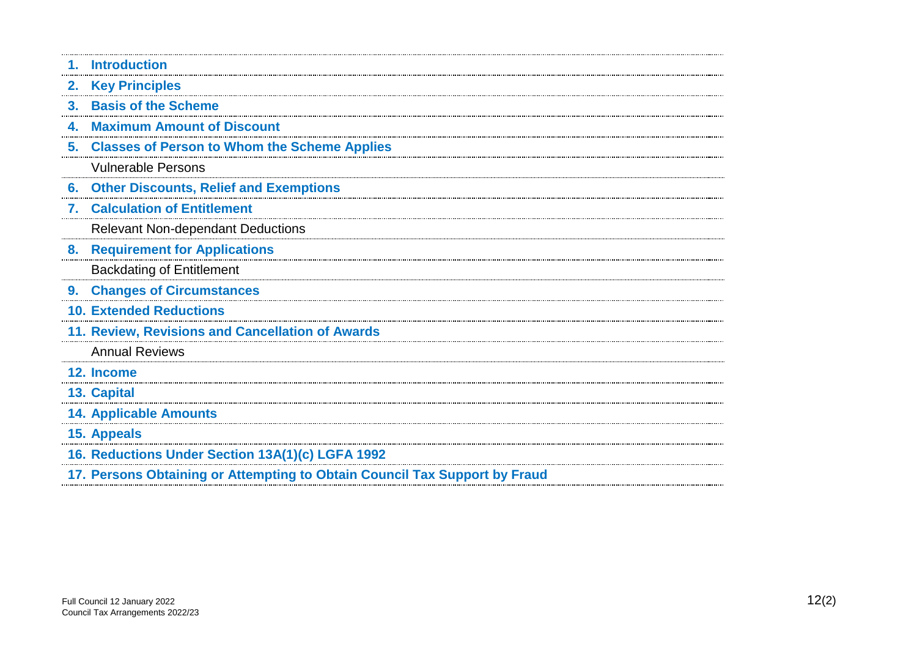1. **Introduction**
2. **Key Principles**
3. **Basis of the Scheme**
4. **Maximum Amount of Discount**
5. **Classes of Person to Whom the Scheme Applies**
   - Vulnerable Persons
6. **Other Discounts, Relief and Exemptions**
7. **Calculation of Entitlement**
   - Relevant Non-dependant Deductions
8. **Requirement for Applications**
   - Backdating of Entitlement
9. **Changes of Circumstances**
10. **Extended Reductions**
11. **Review, Revisions and Cancellation of Awards**
    - Annual Reviews
12. **Income**
13. **Capital**
14. **Applicable Amounts**
15. **Appeals**
16. **Reductions Under Section 13A(1)(c) LGFA 1992**
17. **Persons Obtaining or Attempting to Obtain Council Tax Support by Fraud**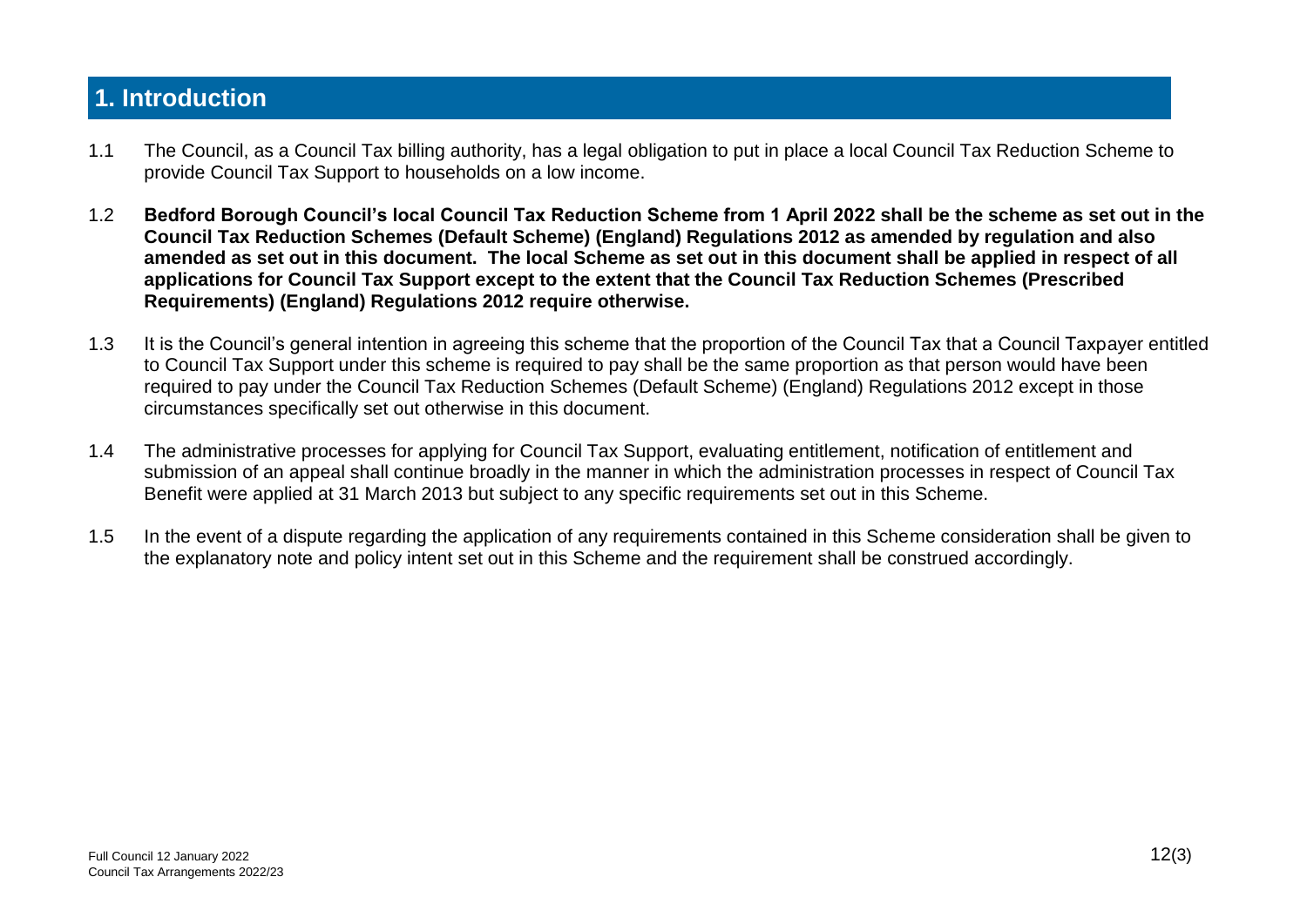# 1. Introduction

1.1 The Council, as a Council Tax billing authority, has a legal obligation to put in place a local Council Tax Reduction Scheme to provide Council Tax Support to households on a low income.

1.2 **Bedford Borough Council's local Council Tax Reduction Scheme from 1 April 2022 shall be the scheme as set out in the Council Tax Reduction Schemes (Default Scheme) (England) Regulations 2012 as amended by regulation and also amended as set out in this document. The local Scheme as set out in this document shall be applied in respect of all applications for Council Tax Support except to the extent that the Council Tax Reduction Schemes (Prescribed Requirements) (England) Regulations 2012 require otherwise.**

1.3 It is the Council's general intention in agreeing this scheme that the proportion of the Council Tax that a Council Taxpayer entitled to Council Tax Support under this scheme is required to pay shall be the same proportion as that person would have been required to pay under the Council Tax Reduction Schemes (Default Scheme) (England) Regulations 2012 except in those circumstances specifically set out otherwise in this document.

1.4 The administrative processes for applying for Council Tax Support, evaluating entitlement, notification of entitlement and submission of an appeal shall continue broadly in the manner in which the administration processes in respect of Council Tax Benefit were applied at 31 March 2013 but subject to any specific requirements set out in this Scheme.

1.5 In the event of a dispute regarding the application of any requirements contained in this Scheme consideration shall be given to the explanatory note and policy intent set out in this Scheme and the requirement shall be construed accordingly.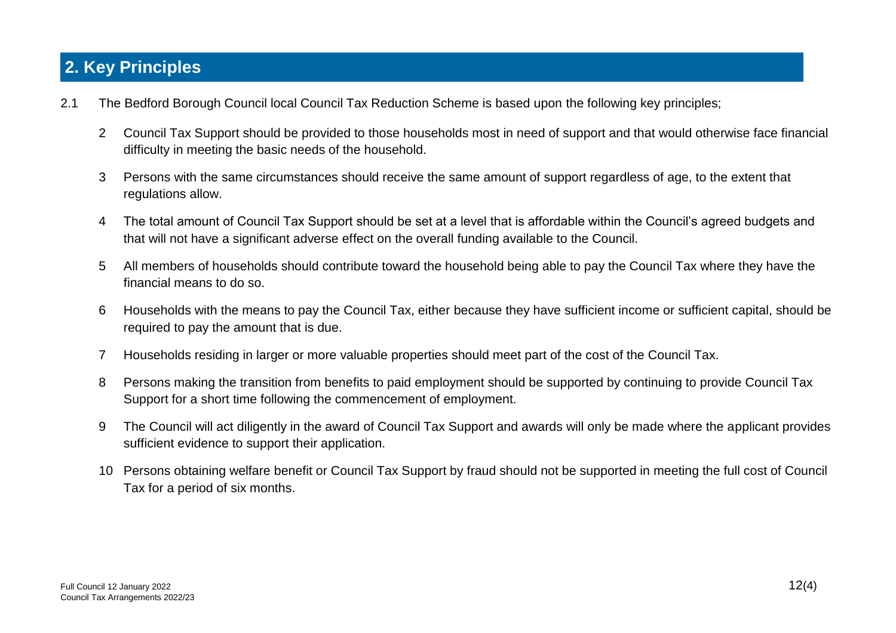## 2. Key Principles

2.1 The Bedford Borough Council local Council Tax Reduction Scheme is based upon the following key principles;

2 Council Tax Support should be provided to those households most in need of support and that would otherwise face financial difficulty in meeting the basic needs of the household.

3 Persons with the same circumstances should receive the same amount of support regardless of age, to the extent that regulations allow.

4 The total amount of Council Tax Support should be set at a level that is affordable within the Council's agreed budgets and that will not have a significant adverse effect on the overall funding available to the Council.

5 All members of households should contribute toward the household being able to pay the Council Tax where they have the financial means to do so.

6 Households with the means to pay the Council Tax, either because they have sufficient income or sufficient capital, should be required to pay the amount that is due.

7 Households residing in larger or more valuable properties should meet part of the cost of the Council Tax.

8 Persons making the transition from benefits to paid employment should be supported by continuing to provide Council Tax Support for a short time following the commencement of employment.

9 The Council will act diligently in the award of Council Tax Support and awards will only be made where the applicant provides sufficient evidence to support their application.

10 Persons obtaining welfare benefit or Council Tax Support by fraud should not be supported in meeting the full cost of Council Tax for a period of six months.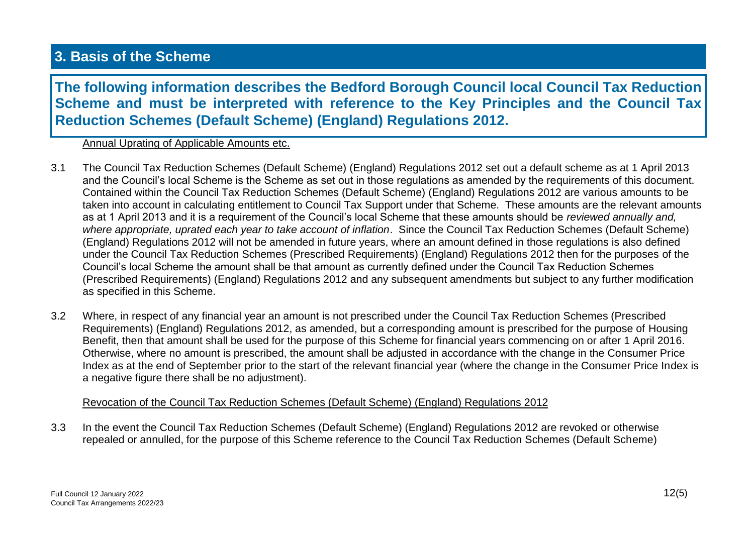## 3. Basis of the Scheme

**The following information describes the Bedford Borough Council local Council Tax Reduction Scheme and must be interpreted with reference to the Key Principles and the Council Tax Reduction Schemes (Default Scheme) (England) Regulations 2012.**

Annual Uprating of Applicable Amounts etc.

3.1 The Council Tax Reduction Schemes (Default Scheme) (England) Regulations 2012 set out a default scheme as at 1 April 2013 and the Council's local Scheme is the Scheme as set out in those regulations as amended by the requirements of this document. Contained within the Council Tax Reduction Schemes (Default Scheme) (England) Regulations 2012 are various amounts to be taken into account in calculating entitlement to Council Tax Support under that Scheme. These amounts are the relevant amounts as at 1 April 2013 and it is a requirement of the Council's local Scheme that these amounts should be *reviewed annually and, where appropriate, uprated each year to take account of inflation*. Since the Council Tax Reduction Schemes (Default Scheme) (England) Regulations 2012 will not be amended in future years, where an amount defined in those regulations is also defined under the Council Tax Reduction Schemes (Prescribed Requirements) (England) Regulations 2012 then for the purposes of the Council's local Scheme the amount shall be that amount as currently defined under the Council Tax Reduction Schemes (Prescribed Requirements) (England) Regulations 2012 and any subsequent amendments but subject to any further modification as specified in this Scheme.

3.2 Where, in respect of any financial year an amount is not prescribed under the Council Tax Reduction Schemes (Prescribed Requirements) (England) Regulations 2012, as amended, but a corresponding amount is prescribed for the purpose of Housing Benefit, then that amount shall be used for the purpose of this Scheme for financial years commencing on or after 1 April 2016. Otherwise, where no amount is prescribed, the amount shall be adjusted in accordance with the change in the Consumer Price Index as at the end of September prior to the start of the relevant financial year (where the change in the Consumer Price Index is a negative figure there shall be no adjustment).

Revocation of the Council Tax Reduction Schemes (Default Scheme) (England) Regulations 2012

3.3 In the event the Council Tax Reduction Schemes (Default Scheme) (England) Regulations 2012 are revoked or otherwise repealed or annulled, for the purpose of this Scheme reference to the Council Tax Reduction Schemes (Default Scheme)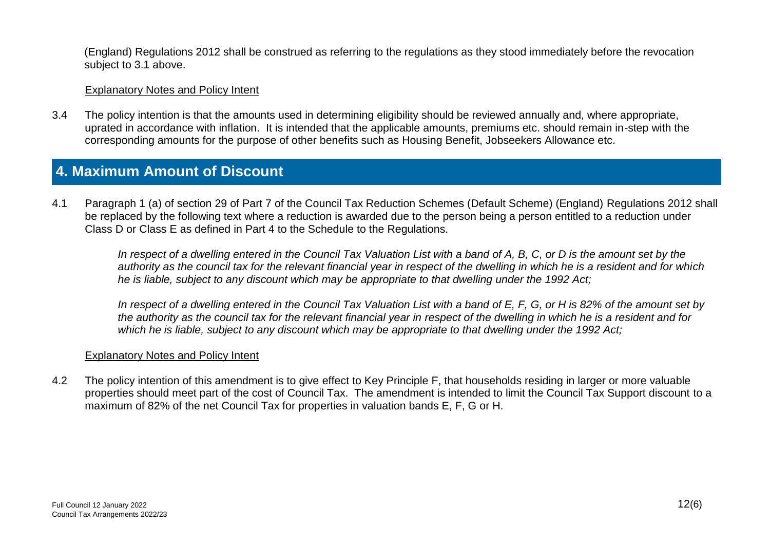(England) Regulations 2012 shall be construed as referring to the regulations as they stood immediately before the revocation subject to 3.1 above.

Explanatory Notes and Policy Intent

3.4 The policy intention is that the amounts used in determining eligibility should be reviewed annually and, where appropriate, uprated in accordance with inflation. It is intended that the applicable amounts, premiums etc. should remain in-step with the corresponding amounts for the purpose of other benefits such as Housing Benefit, Jobseekers Allowance etc.

## 4. Maximum Amount of Discount

4.1 Paragraph 1 (a) of section 29 of Part 7 of the Council Tax Reduction Schemes (Default Scheme) (England) Regulations 2012 shall be replaced by the following text where a reduction is awarded due to the person being a person entitled to a reduction under Class D or Class E as defined in Part 4 to the Schedule to the Regulations.

*In respect of a dwelling entered in the Council Tax Valuation List with a band of A, B, C, or D is the amount set by the authority as the council tax for the relevant financial year in respect of the dwelling in which he is a resident and for which he is liable, subject to any discount which may be appropriate to that dwelling under the 1992 Act;*

*In respect of a dwelling entered in the Council Tax Valuation List with a band of E, F, G, or H is 82% of the amount set by the authority as the council tax for the relevant financial year in respect of the dwelling in which he is a resident and for which he is liable, subject to any discount which may be appropriate to that dwelling under the 1992 Act;*

Explanatory Notes and Policy Intent

4.2 The policy intention of this amendment is to give effect to Key Principle F, that households residing in larger or more valuable properties should meet part of the cost of Council Tax. The amendment is intended to limit the Council Tax Support discount to a maximum of 82% of the net Council Tax for properties in valuation bands E, F, G or H.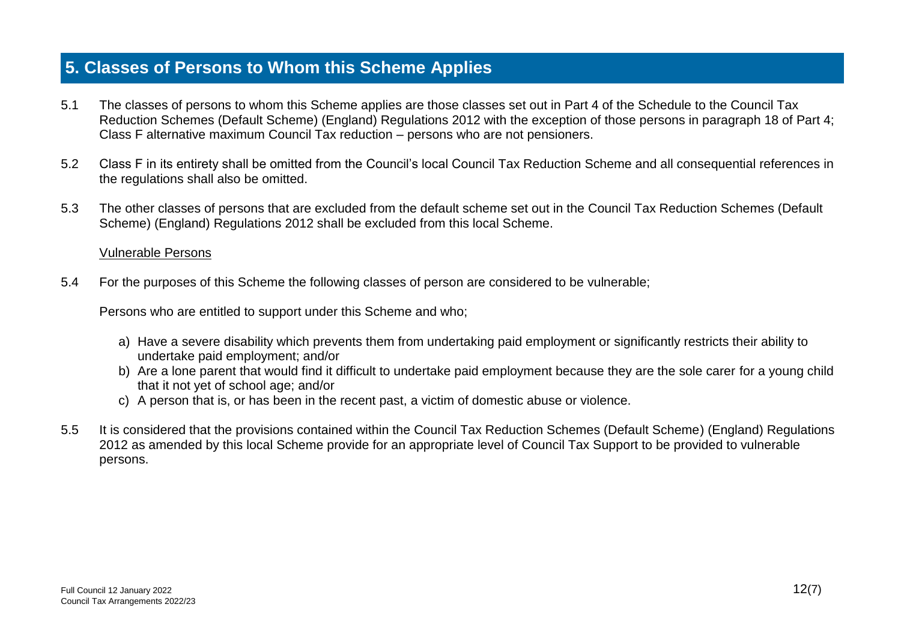## 5. Classes of Persons to Whom this Scheme Applies

5.1 The classes of persons to whom this Scheme applies are those classes set out in Part 4 of the Schedule to the Council Tax Reduction Schemes (Default Scheme) (England) Regulations 2012 with the exception of those persons in paragraph 18 of Part 4; Class F alternative maximum Council Tax reduction – persons who are not pensioners.

5.2 Class F in its entirety shall be omitted from the Council's local Council Tax Reduction Scheme and all consequential references in the regulations shall also be omitted.

5.3 The other classes of persons that are excluded from the default scheme set out in the Council Tax Reduction Schemes (Default Scheme) (England) Regulations 2012 shall be excluded from this local Scheme.

<u>Vulnerable Persons</u>

5.4 For the purposes of this Scheme the following classes of person are considered to be vulnerable;

Persons who are entitled to support under this Scheme and who;

a) Have a severe disability which prevents them from undertaking paid employment or significantly restricts their ability to undertake paid employment; and/or
b) Are a lone parent that would find it difficult to undertake paid employment because they are the sole carer for a young child that it not yet of school age; and/or
c) A person that is, or has been in the recent past, a victim of domestic abuse or violence.

5.5 It is considered that the provisions contained within the Council Tax Reduction Schemes (Default Scheme) (England) Regulations 2012 as amended by this local Scheme provide for an appropriate level of Council Tax Support to be provided to vulnerable persons.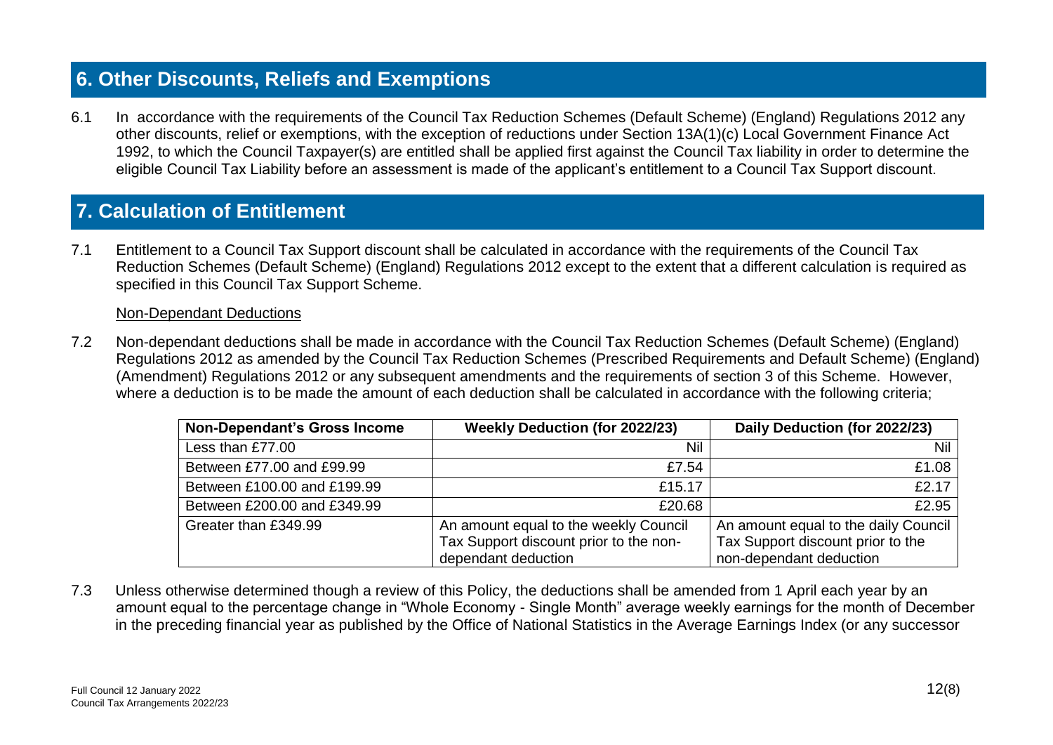## 6. Other Discounts, Reliefs and Exemptions

6.1 In accordance with the requirements of the Council Tax Reduction Schemes (Default Scheme) (England) Regulations 2012 any other discounts, relief or exemptions, with the exception of reductions under Section 13A(1)(c) Local Government Finance Act 1992, to which the Council Taxpayer(s) are entitled shall be applied first against the Council Tax liability in order to determine the eligible Council Tax Liability before an assessment is made of the applicant's entitlement to a Council Tax Support discount.

## 7. Calculation of Entitlement

7.1 Entitlement to a Council Tax Support discount shall be calculated in accordance with the requirements of the Council Tax Reduction Schemes (Default Scheme) (England) Regulations 2012 except to the extent that a different calculation is required as specified in this Council Tax Support Scheme.

Non-Dependant Deductions

7.2 Non-dependant deductions shall be made in accordance with the Council Tax Reduction Schemes (Default Scheme) (England) Regulations 2012 as amended by the Council Tax Reduction Schemes (Prescribed Requirements and Default Scheme) (England) (Amendment) Regulations 2012 or any subsequent amendments and the requirements of section 3 of this Scheme. However, where a deduction is to be made the amount of each deduction shall be calculated in accordance with the following criteria;

| Non-Dependant's Gross Income | Weekly Deduction (for 2022/23) | Daily Deduction (for 2022/23) |
|---|---|---|
| Less than £77.00 | Nil | Nil |
| Between £77.00 and £99.99 | £7.54 | £1.08 |
| Between £100.00 and £199.99 | £15.17 | £2.17 |
| Between £200.00 and £349.99 | £20.68 | £2.95 |
| Greater than £349.99 | An amount equal to the weekly Council Tax Support discount prior to the non-dependant deduction | An amount equal to the daily Council Tax Support discount prior to the non-dependant deduction |

7.3 Unless otherwise determined though a review of this Policy, the deductions shall be amended from 1 April each year by an amount equal to the percentage change in "Whole Economy - Single Month" average weekly earnings for the month of December in the preceding financial year as published by the Office of National Statistics in the Average Earnings Index (or any successor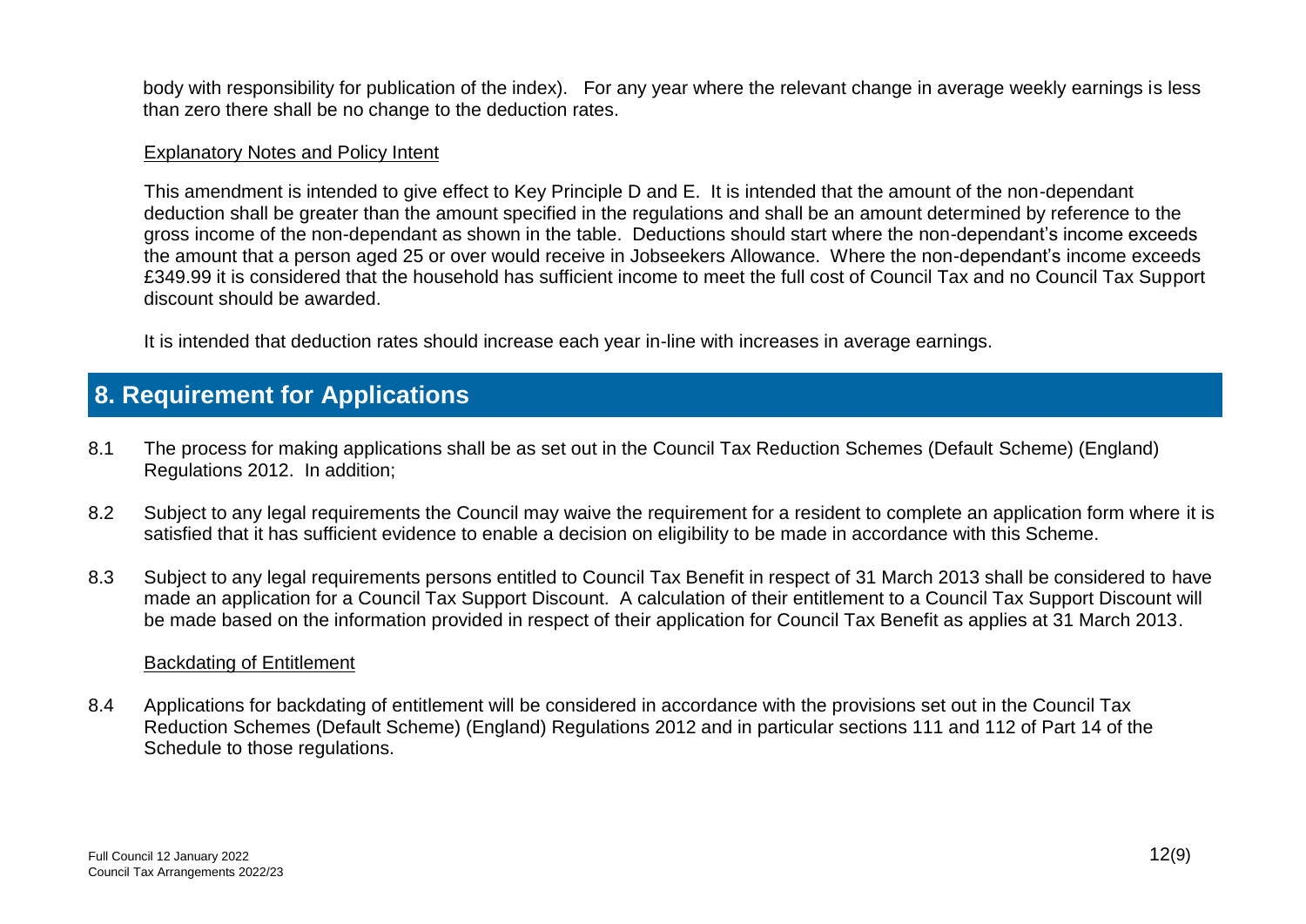body with responsibility for publication of the index). For any year where the relevant change in average weekly earnings is less than zero there shall be no change to the deduction rates.

Explanatory Notes and Policy Intent

This amendment is intended to give effect to Key Principle D and E. It is intended that the amount of the non-dependant deduction shall be greater than the amount specified in the regulations and shall be an amount determined by reference to the gross income of the non-dependant as shown in the table. Deductions should start where the non-dependant's income exceeds the amount that a person aged 25 or over would receive in Jobseekers Allowance. Where the non-dependant's income exceeds £349.99 it is considered that the household has sufficient income to meet the full cost of Council Tax and no Council Tax Support discount should be awarded.

It is intended that deduction rates should increase each year in-line with increases in average earnings.

## 8. Requirement for Applications

8.1 The process for making applications shall be as set out in the Council Tax Reduction Schemes (Default Scheme) (England) Regulations 2012. In addition;

8.2 Subject to any legal requirements the Council may waive the requirement for a resident to complete an application form where it is satisfied that it has sufficient evidence to enable a decision on eligibility to be made in accordance with this Scheme.

8.3 Subject to any legal requirements persons entitled to Council Tax Benefit in respect of 31 March 2013 shall be considered to have made an application for a Council Tax Support Discount. A calculation of their entitlement to a Council Tax Support Discount will be made based on the information provided in respect of their application for Council Tax Benefit as applies at 31 March 2013.

Backdating of Entitlement

8.4 Applications for backdating of entitlement will be considered in accordance with the provisions set out in the Council Tax Reduction Schemes (Default Scheme) (England) Regulations 2012 and in particular sections 111 and 112 of Part 14 of the Schedule to those regulations.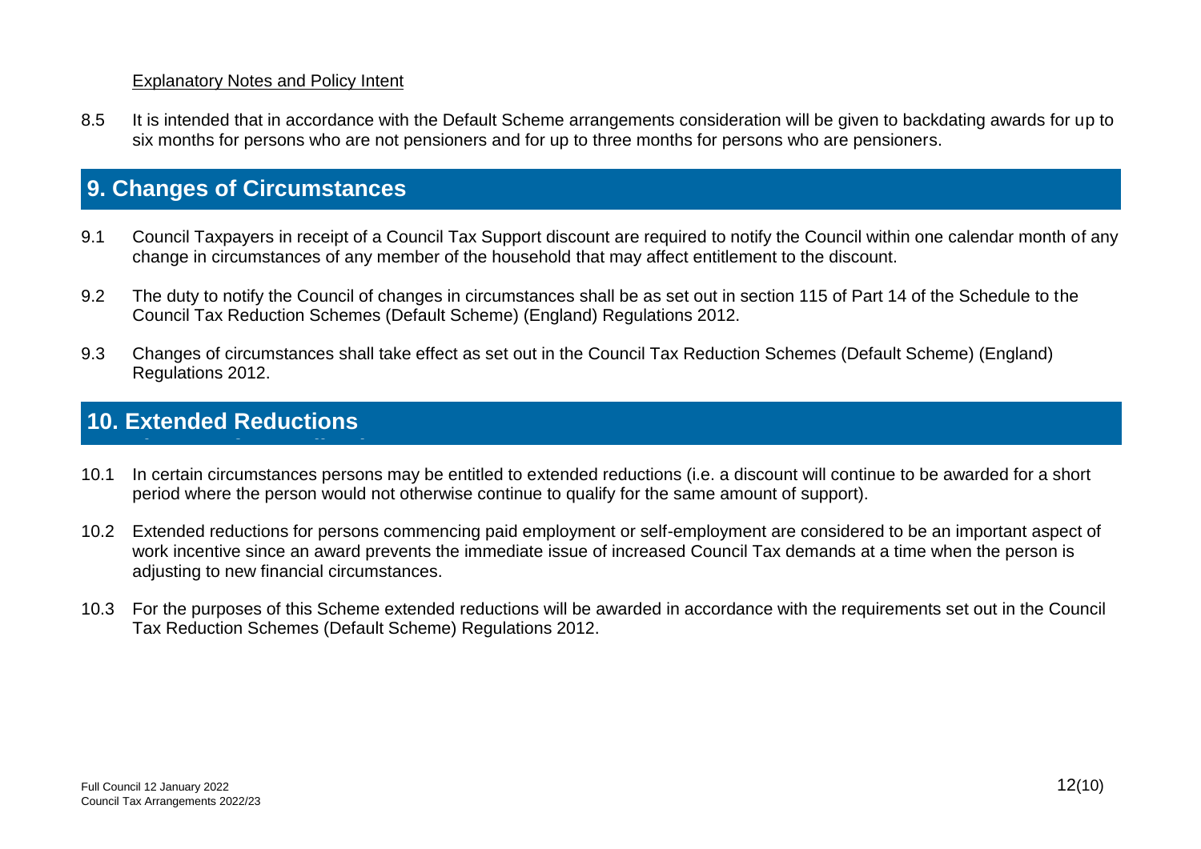Explanatory Notes and Policy Intent

8.5 It is intended that in accordance with the Default Scheme arrangements consideration will be given to backdating awards for up to six months for persons who are not pensioners and for up to three months for persons who are pensioners.

## 9. Changes of Circumstances

9.1 Council Taxpayers in receipt of a Council Tax Support discount are required to notify the Council within one calendar month of any change in circumstances of any member of the household that may affect entitlement to the discount.

9.2 The duty to notify the Council of changes in circumstances shall be as set out in section 115 of Part 14 of the Schedule to the Council Tax Reduction Schemes (Default Scheme) (England) Regulations 2012.

9.3 Changes of circumstances shall take effect as set out in the Council Tax Reduction Schemes (Default Scheme) (England) Regulations 2012.

## 10. Extended Reductions

10.1 In certain circumstances persons may be entitled to extended reductions (i.e. a discount will continue to be awarded for a short period where the person would not otherwise continue to qualify for the same amount of support).

10.2 Extended reductions for persons commencing paid employment or self-employment are considered to be an important aspect of work incentive since an award prevents the immediate issue of increased Council Tax demands at a time when the person is adjusting to new financial circumstances.

10.3 For the purposes of this Scheme extended reductions will be awarded in accordance with the requirements set out in the Council Tax Reduction Schemes (Default Scheme) Regulations 2012.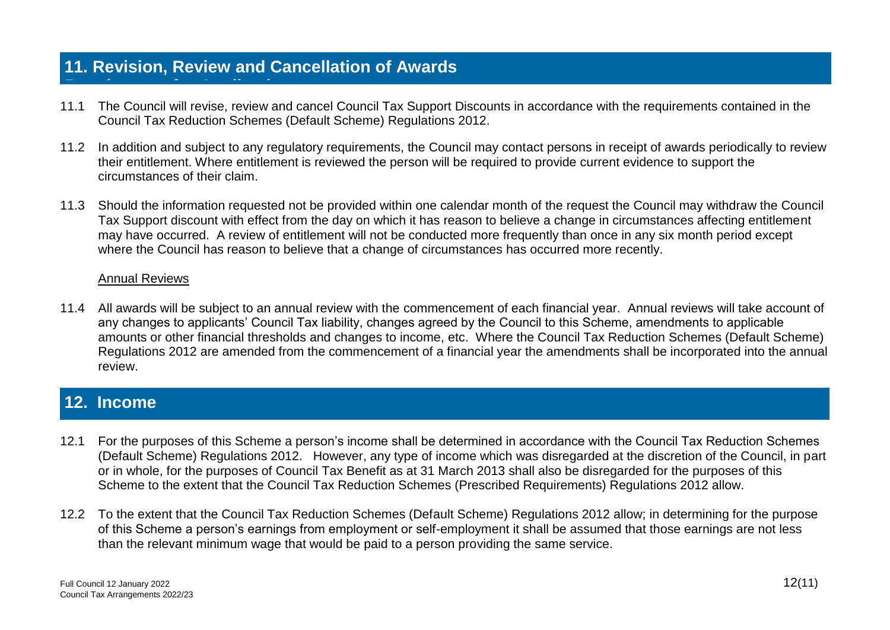## 11. Revision, Review and Cancellation of Awards

11.1 The Council will revise, review and cancel Council Tax Support Discounts in accordance with the requirements contained in the Council Tax Reduction Schemes (Default Scheme) Regulations 2012.

11.2 In addition and subject to any regulatory requirements, the Council may contact persons in receipt of awards periodically to review their entitlement. Where entitlement is reviewed the person will be required to provide current evidence to support the circumstances of their claim.

11.3 Should the information requested not be provided within one calendar month of the request the Council may withdraw the Council Tax Support discount with effect from the day on which it has reason to believe a change in circumstances affecting entitlement may have occurred. A review of entitlement will not be conducted more frequently than once in any six month period except where the Council has reason to believe that a change of circumstances has occurred more recently.

Annual Reviews

11.4 All awards will be subject to an annual review with the commencement of each financial year. Annual reviews will take account of any changes to applicants' Council Tax liability, changes agreed by the Council to this Scheme, amendments to applicable amounts or other financial thresholds and changes to income, etc. Where the Council Tax Reduction Schemes (Default Scheme) Regulations 2012 are amended from the commencement of a financial year the amendments shall be incorporated into the annual review.

## 12. Income

12.1 For the purposes of this Scheme a person's income shall be determined in accordance with the Council Tax Reduction Schemes (Default Scheme) Regulations 2012. However, any type of income which was disregarded at the discretion of the Council, in part or in whole, for the purposes of Council Tax Benefit as at 31 March 2013 shall also be disregarded for the purposes of this Scheme to the extent that the Council Tax Reduction Schemes (Prescribed Requirements) Regulations 2012 allow.

12.2 To the extent that the Council Tax Reduction Schemes (Default Scheme) Regulations 2012 allow; in determining for the purpose of this Scheme a person's earnings from employment or self-employment it shall be assumed that those earnings are not less than the relevant minimum wage that would be paid to a person providing the same service.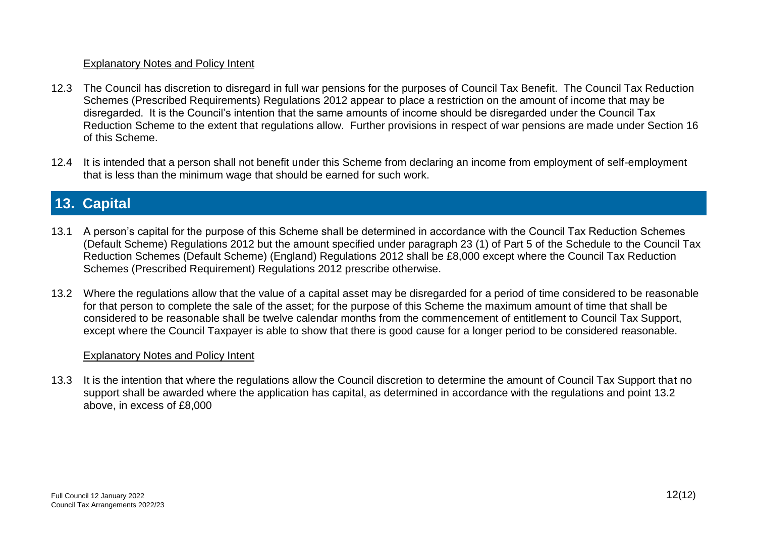Explanatory Notes and Policy Intent

12.3 The Council has discretion to disregard in full war pensions for the purposes of Council Tax Benefit. The Council Tax Reduction Schemes (Prescribed Requirements) Regulations 2012 appear to place a restriction on the amount of income that may be disregarded. It is the Council's intention that the same amounts of income should be disregarded under the Council Tax Reduction Scheme to the extent that regulations allow. Further provisions in respect of war pensions are made under Section 16 of this Scheme.

12.4 It is intended that a person shall not benefit under this Scheme from declaring an income from employment of self-employment that is less than the minimum wage that should be earned for such work.

## 13. Capital

13.1 A person's capital for the purpose of this Scheme shall be determined in accordance with the Council Tax Reduction Schemes (Default Scheme) Regulations 2012 but the amount specified under paragraph 23 (1) of Part 5 of the Schedule to the Council Tax Reduction Schemes (Default Scheme) (England) Regulations 2012 shall be £8,000 except where the Council Tax Reduction Schemes (Prescribed Requirement) Regulations 2012 prescribe otherwise.

13.2 Where the regulations allow that the value of a capital asset may be disregarded for a period of time considered to be reasonable for that person to complete the sale of the asset; for the purpose of this Scheme the maximum amount of time that shall be considered to be reasonable shall be twelve calendar months from the commencement of entitlement to Council Tax Support, except where the Council Taxpayer is able to show that there is good cause for a longer period to be considered reasonable.

Explanatory Notes and Policy Intent

13.3 It is the intention that where the regulations allow the Council discretion to determine the amount of Council Tax Support that no support shall be awarded where the application has capital, as determined in accordance with the regulations and point 13.2 above, in excess of £8,000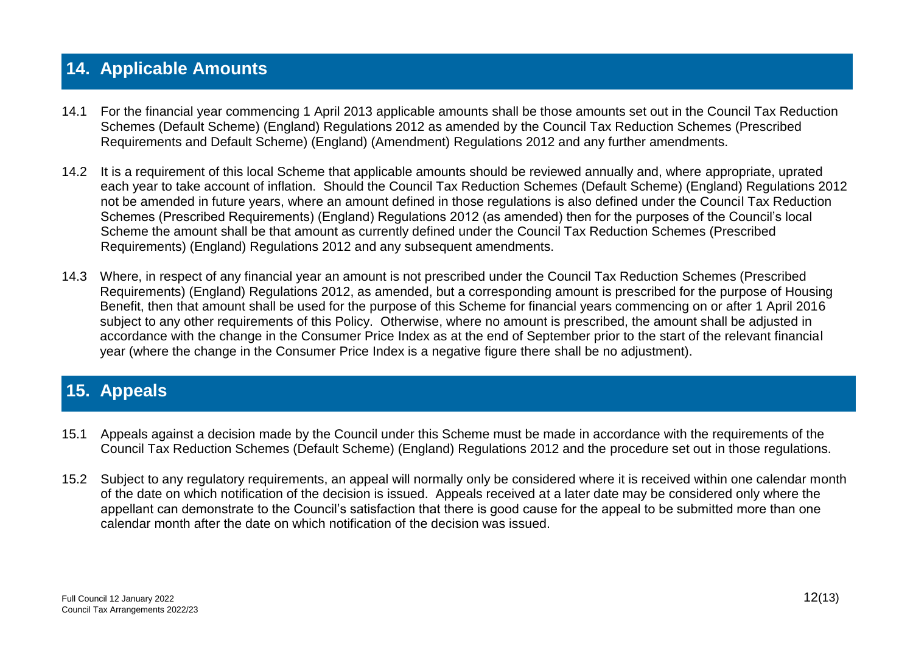## 14. Applicable Amounts

14.1 For the financial year commencing 1 April 2013 applicable amounts shall be those amounts set out in the Council Tax Reduction Schemes (Default Scheme) (England) Regulations 2012 as amended by the Council Tax Reduction Schemes (Prescribed Requirements and Default Scheme) (England) (Amendment) Regulations 2012 and any further amendments.

14.2 It is a requirement of this local Scheme that applicable amounts should be reviewed annually and, where appropriate, uprated each year to take account of inflation. Should the Council Tax Reduction Schemes (Default Scheme) (England) Regulations 2012 not be amended in future years, where an amount defined in those regulations is also defined under the Council Tax Reduction Schemes (Prescribed Requirements) (England) Regulations 2012 (as amended) then for the purposes of the Council's local Scheme the amount shall be that amount as currently defined under the Council Tax Reduction Schemes (Prescribed Requirements) (England) Regulations 2012 and any subsequent amendments.

14.3 Where, in respect of any financial year an amount is not prescribed under the Council Tax Reduction Schemes (Prescribed Requirements) (England) Regulations 2012, as amended, but a corresponding amount is prescribed for the purpose of Housing Benefit, then that amount shall be used for the purpose of this Scheme for financial years commencing on or after 1 April 2016 subject to any other requirements of this Policy. Otherwise, where no amount is prescribed, the amount shall be adjusted in accordance with the change in the Consumer Price Index as at the end of September prior to the start of the relevant financial year (where the change in the Consumer Price Index is a negative figure there shall be no adjustment).

## 15. Appeals

15.1 Appeals against a decision made by the Council under this Scheme must be made in accordance with the requirements of the Council Tax Reduction Schemes (Default Scheme) (England) Regulations 2012 and the procedure set out in those regulations.

15.2 Subject to any regulatory requirements, an appeal will normally only be considered where it is received within one calendar month of the date on which notification of the decision is issued. Appeals received at a later date may be considered only where the appellant can demonstrate to the Council's satisfaction that there is good cause for the appeal to be submitted more than one calendar month after the date on which notification of the decision was issued.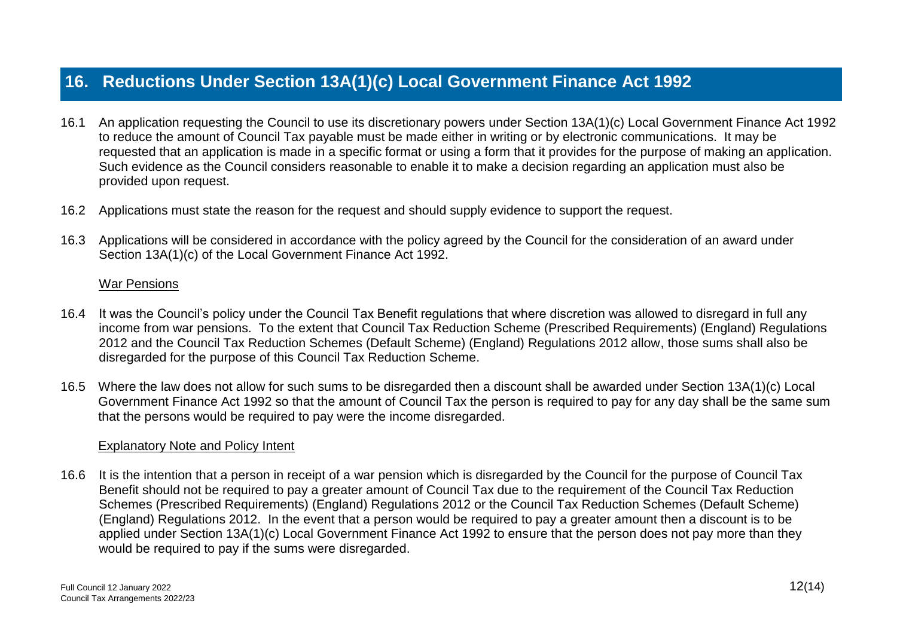## 16. Reductions Under Section 13A(1)(c) Local Government Finance Act 1992

16.1 An application requesting the Council to use its discretionary powers under Section 13A(1)(c) Local Government Finance Act 1992 to reduce the amount of Council Tax payable must be made either in writing or by electronic communications. It may be requested that an application is made in a specific format or using a form that it provides for the purpose of making an application. Such evidence as the Council considers reasonable to enable it to make a decision regarding an application must also be provided upon request.

16.2 Applications must state the reason for the request and should supply evidence to support the request.

16.3 Applications will be considered in accordance with the policy agreed by the Council for the consideration of an award under Section 13A(1)(c) of the Local Government Finance Act 1992.

War Pensions

16.4 It was the Council's policy under the Council Tax Benefit regulations that where discretion was allowed to disregard in full any income from war pensions. To the extent that Council Tax Reduction Scheme (Prescribed Requirements) (England) Regulations 2012 and the Council Tax Reduction Schemes (Default Scheme) (England) Regulations 2012 allow, those sums shall also be disregarded for the purpose of this Council Tax Reduction Scheme.

16.5 Where the law does not allow for such sums to be disregarded then a discount shall be awarded under Section 13A(1)(c) Local Government Finance Act 1992 so that the amount of Council Tax the person is required to pay for any day shall be the same sum that the persons would be required to pay were the income disregarded.

Explanatory Note and Policy Intent

16.6 It is the intention that a person in receipt of a war pension which is disregarded by the Council for the purpose of Council Tax Benefit should not be required to pay a greater amount of Council Tax due to the requirement of the Council Tax Reduction Schemes (Prescribed Requirements) (England) Regulations 2012 or the Council Tax Reduction Schemes (Default Scheme) (England) Regulations 2012. In the event that a person would be required to pay a greater amount then a discount is to be applied under Section 13A(1)(c) Local Government Finance Act 1992 to ensure that the person does not pay more than they would be required to pay if the sums were disregarded.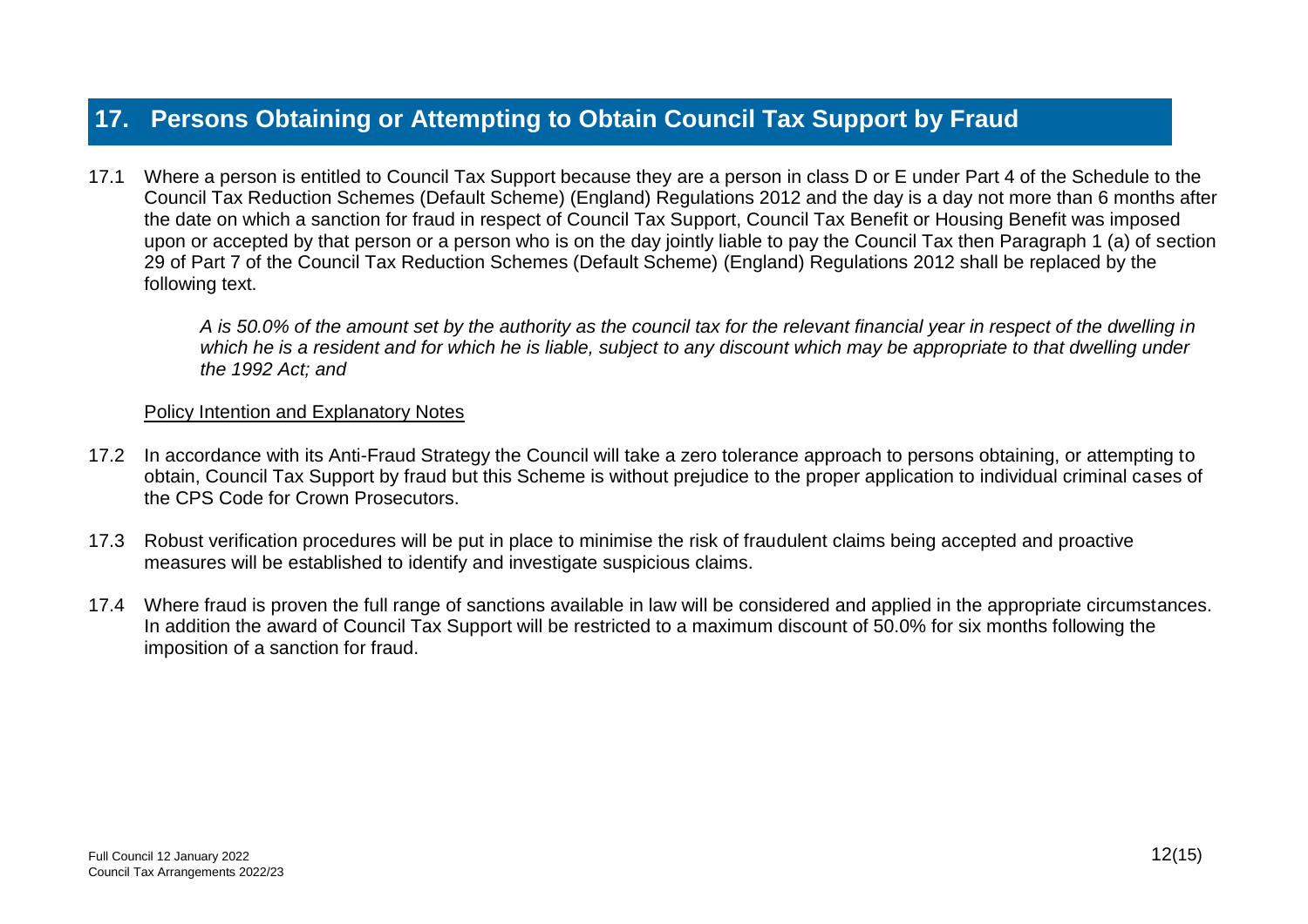## 17. Persons Obtaining or Attempting to Obtain Council Tax Support by Fraud

17.1 Where a person is entitled to Council Tax Support because they are a person in class D or E under Part 4 of the Schedule to the Council Tax Reduction Schemes (Default Scheme) (England) Regulations 2012 and the day is a day not more than 6 months after the date on which a sanction for fraud in respect of Council Tax Support, Council Tax Benefit or Housing Benefit was imposed upon or accepted by that person or a person who is on the day jointly liable to pay the Council Tax then Paragraph 1 (a) of section 29 of Part 7 of the Council Tax Reduction Schemes (Default Scheme) (England) Regulations 2012 shall be replaced by the following text.

> *A is 50.0% of the amount set by the authority as the council tax for the relevant financial year in respect of the dwelling in which he is a resident and for which he is liable, subject to any discount which may be appropriate to that dwelling under the 1992 Act; and*

Policy Intention and Explanatory Notes

17.2 In accordance with its Anti-Fraud Strategy the Council will take a zero tolerance approach to persons obtaining, or attempting to obtain, Council Tax Support by fraud but this Scheme is without prejudice to the proper application to individual criminal cases of the CPS Code for Crown Prosecutors.

17.3 Robust verification procedures will be put in place to minimise the risk of fraudulent claims being accepted and proactive measures will be established to identify and investigate suspicious claims.

17.4 Where fraud is proven the full range of sanctions available in law will be considered and applied in the appropriate circumstances. In addition the award of Council Tax Support will be restricted to a maximum discount of 50.0% for six months following the imposition of a sanction for fraud.